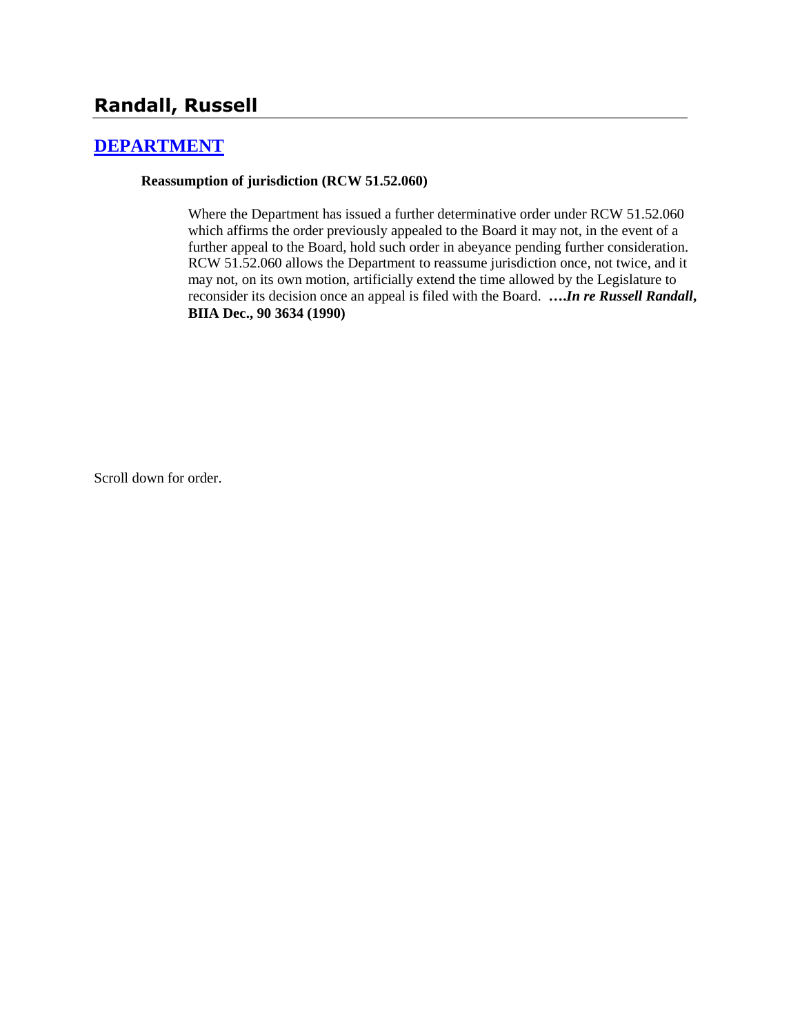## Randall, Russell

### DEPARTMENT

**Reassumption of jurisdiction (RCW 51.52.060)**

> Where the Department has issued a further determinative order under RCW 51.52.060 which affirms the order previously appealed to the Board it may not, in the event of a further appeal to the Board, hold such order in abeyance pending further consideration. RCW 51.52.060 allows the Department to reassume jurisdiction once, not twice, and it may not, on its own motion, artificially extend the time allowed by the Legislature to reconsider its decision once an appeal is filed with the Board. ***….In re Russell Randall*, BIIA Dec., 90 3634 (1990)**

Scroll down for order.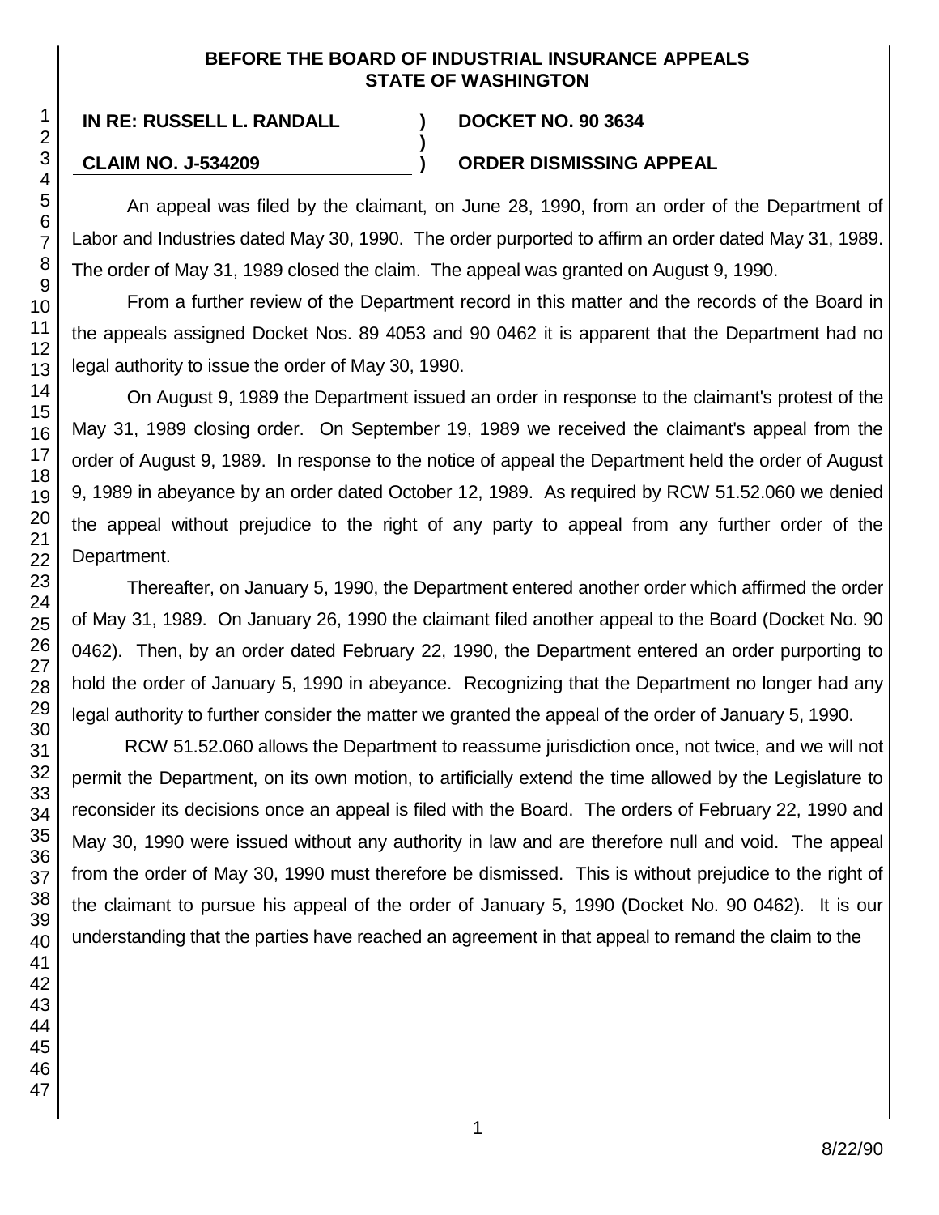**BEFORE THE BOARD OF INDUSTRIAL INSURANCE APPEALS**
**STATE OF WASHINGTON**

**IN RE: RUSSELL L. RANDALL** ) **DOCKET NO. 90 3634**
)
**CLAIM NO. J-534209** ) **ORDER DISMISSING APPEAL**

An appeal was filed by the claimant, on June 28, 1990, from an order of the Department of Labor and Industries dated May 30, 1990. The order purported to affirm an order dated May 31, 1989. The order of May 31, 1989 closed the claim. The appeal was granted on August 9, 1990.

From a further review of the Department record in this matter and the records of the Board in the appeals assigned Docket Nos. 89 4053 and 90 0462 it is apparent that the Department had no legal authority to issue the order of May 30, 1990.

On August 9, 1989 the Department issued an order in response to the claimant's protest of the May 31, 1989 closing order. On September 19, 1989 we received the claimant's appeal from the order of August 9, 1989. In response to the notice of appeal the Department held the order of August 9, 1989 in abeyance by an order dated October 12, 1989. As required by RCW 51.52.060 we denied the appeal without prejudice to the right of any party to appeal from any further order of the Department.

Thereafter, on January 5, 1990, the Department entered another order which affirmed the order of May 31, 1989. On January 26, 1990 the claimant filed another appeal to the Board (Docket No. 90 0462). Then, by an order dated February 22, 1990, the Department entered an order purporting to hold the order of January 5, 1990 in abeyance. Recognizing that the Department no longer had any legal authority to further consider the matter we granted the appeal of the order of January 5, 1990.

RCW 51.52.060 allows the Department to reassume jurisdiction once, not twice, and we will not permit the Department, on its own motion, to artificially extend the time allowed by the Legislature to reconsider its decisions once an appeal is filed with the Board. The orders of February 22, 1990 and May 30, 1990 were issued without any authority in law and are therefore null and void. The appeal from the order of May 30, 1990 must therefore be dismissed. This is without prejudice to the right of the claimant to pursue his appeal of the order of January 5, 1990 (Docket No. 90 0462). It is our understanding that the parties have reached an agreement in that appeal to remand the claim to the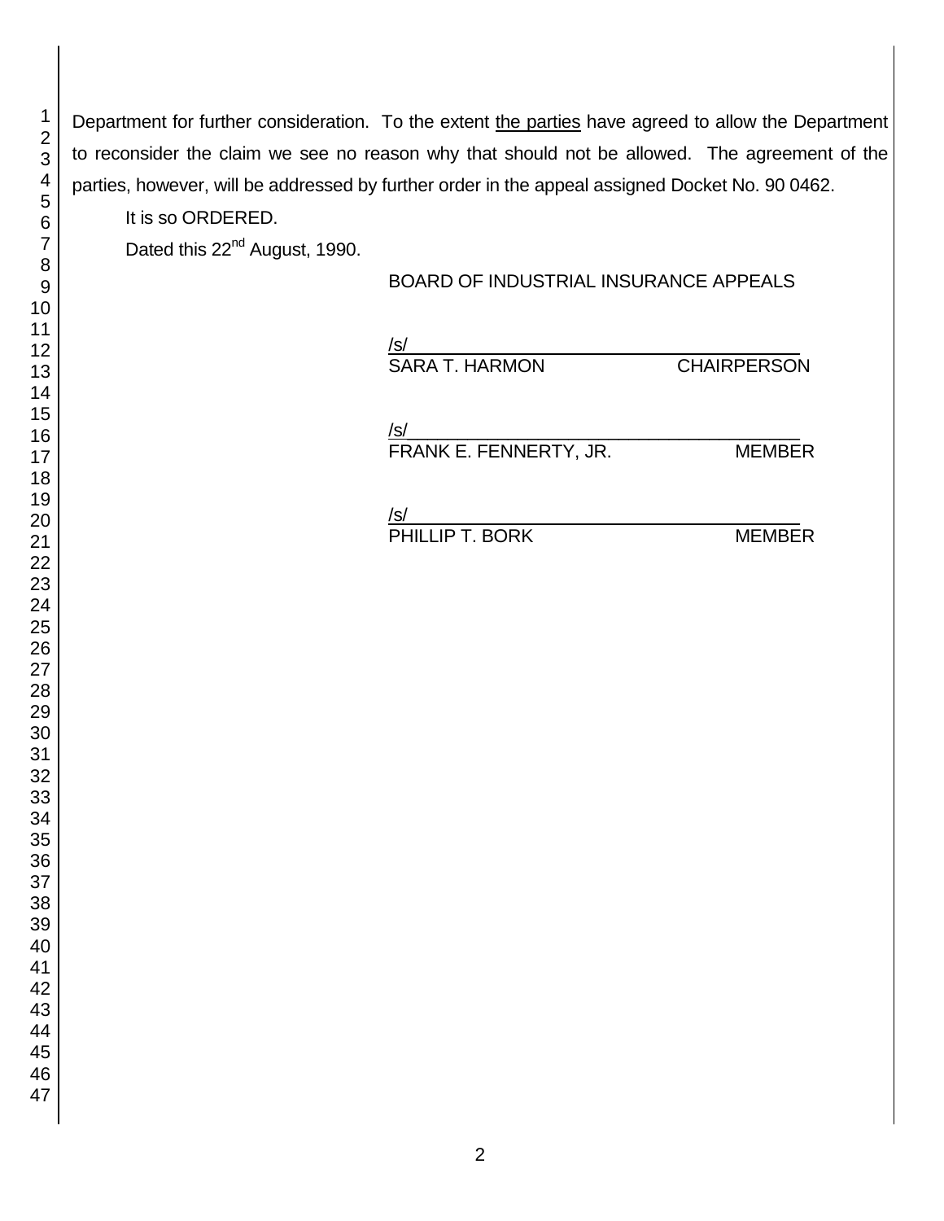Department for further consideration. To the extent the parties have agreed to allow the Department to reconsider the claim we see no reason why that should not be allowed. The agreement of the parties, however, will be addressed by further order in the appeal assigned Docket No. 90 0462.

It is so ORDERED.

Dated this 22nd August, 1990.

BOARD OF INDUSTRIAL INSURANCE APPEALS

/s/
SARA T. HARMON CHAIRPERSON

/s/
FRANK E. FENNERTY, JR. MEMBER

/s/
PHILLIP T. BORK MEMBER